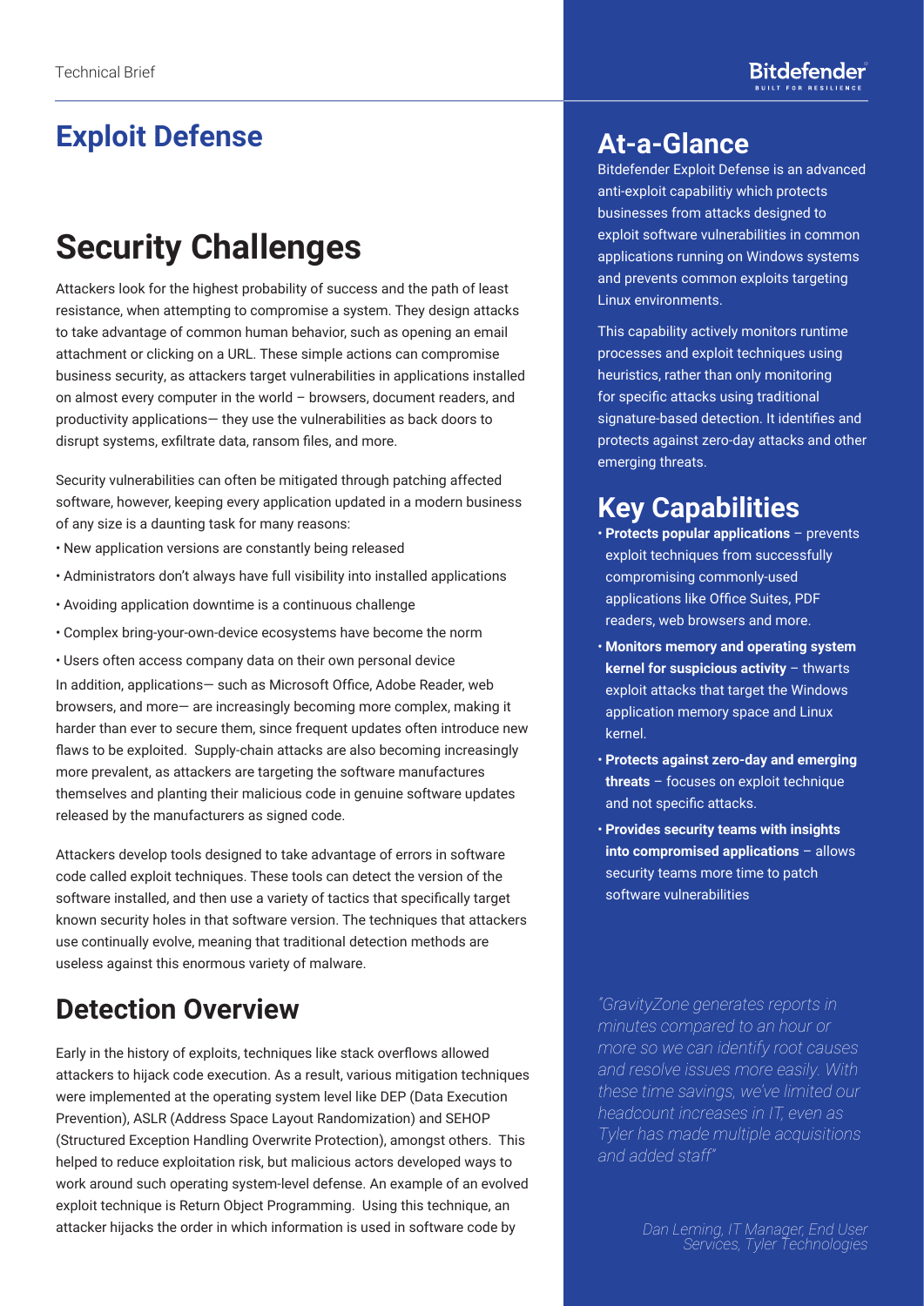Technical Brief

# Exploit Defense

## Security Challenges

Attackers look for the highest probability of success and the path of least resistance, when attempting to compromise a system. They design attacks to take advantage of common human behavior, such as opening an email attachment or clicking on a URL. These simple actions can compromise business security, as attackers target vulnerabilities in applications installed on almost every computer in the world – browsers, document readers, and productivity applications— they use the vulnerabilities as back doors to disrupt systems, exfiltrate data, ransom files, and more.

Security vulnerabilities can often be mitigated through patching affected software, however, keeping every application updated in a modern business of any size is a daunting task for many reasons:

- New application versions are constantly being released
- Administrators don't always have full visibility into installed applications
- Avoiding application downtime is a continuous challenge
- Complex bring-your-own-device ecosystems have become the norm
- Users often access company data on their own personal device

In addition, applications— such as Microsoft Office, Adobe Reader, web browsers, and more— are increasingly becoming more complex, making it harder than ever to secure them, since frequent updates often introduce new flaws to be exploited. Supply-chain attacks are also becoming increasingly more prevalent, as attackers are targeting the software manufactures themselves and planting their malicious code in genuine software updates released by the manufacturers as signed code.

Attackers develop tools designed to take advantage of errors in software code called exploit techniques. These tools can detect the version of the software installed, and then use a variety of tactics that specifically target known security holes in that software version. The techniques that attackers use continually evolve, meaning that traditional detection methods are useless against this enormous variety of malware.

## Detection Overview

Early in the history of exploits, techniques like stack overflows allowed attackers to hijack code execution. As a result, various mitigation techniques were implemented at the operating system level like DEP (Data Execution Prevention), ASLR (Address Space Layout Randomization) and SEHOP (Structured Exception Handling Overwrite Protection), amongst others. This helped to reduce exploitation risk, but malicious actors developed ways to work around such operating system-level defense. An example of an evolved exploit technique is Return Object Programming. Using this technique, an attacker hijacks the order in which information is used in software code by

## At-a-Glance

Bitdefender Exploit Defense is an advanced anti-exploit capabilitiy which protects businesses from attacks designed to exploit software vulnerabilities in common applications running on Windows systems and prevents common exploits targeting Linux environments.

This capability actively monitors runtime processes and exploit techniques using heuristics, rather than only monitoring for specific attacks using traditional signature-based detection. It identifies and protects against zero-day attacks and other emerging threats.

## Key Capabilities

- **Protects popular applications** – prevents exploit techniques from successfully compromising commonly-used applications like Office Suites, PDF readers, web browsers and more.
- **Monitors memory and operating system kernel for suspicious activity** – thwarts exploit attacks that target the Windows application memory space and Linux kernel.
- **Protects against zero-day and emerging threats** – focuses on exploit technique and not specific attacks.
- **Provides security teams with insights into compromised applications** – allows security teams more time to patch software vulnerabilities

*"GravityZone generates reports in minutes compared to an hour or more so we can identify root causes and resolve issues more easily. With these time savings, we've limited our headcount increases in IT, even as Tyler has made multiple acquisitions and added staff"*

*Dan Leming, IT Manager, End User Services, Tyler Technologies*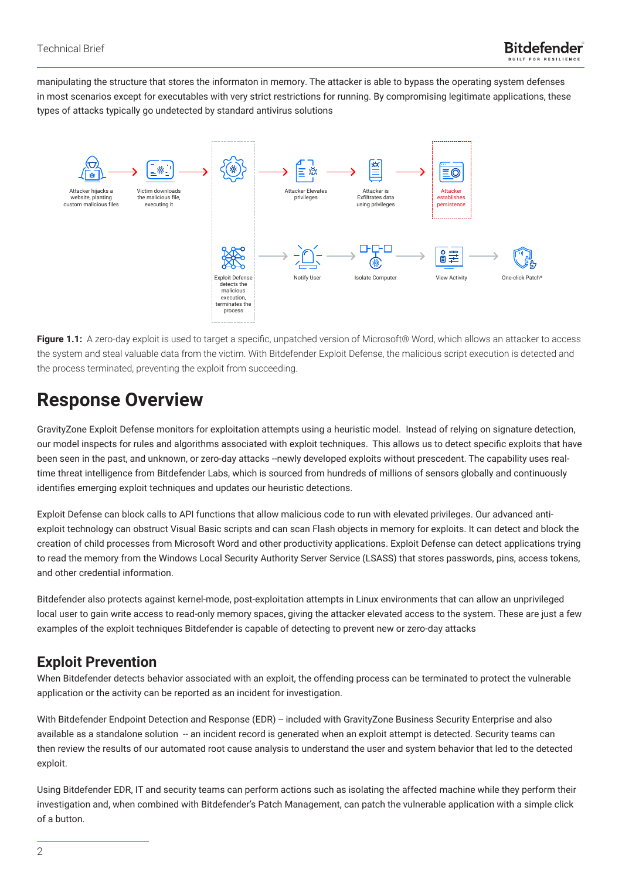manipulating the structure that stores the informaton in memory. The attacker is able to bypass the operating system defenses in most scenarios except for executables with very strict restrictions for running. By compromising legitimate applications, these types of attacks typically go undetected by standard antivirus solutions

Attacker hijacks a website, planting custom malicious files → Victim downloads the malicious file, executing it → Attacker Elevates privileges → Attacker is Exfiltrates data using privileges → Attacker establishes persistence

Exploit Defense detects the malicious execution, terminates the process → Notify User → Isolate Computer → View Activity → One-click Patch*

**Figure 1.1:** A zero-day exploit is used to target a specific, unpatched version of Microsoft® Word, which allows an attacker to access the system and steal valuable data from the victim. With Bitdefender Exploit Defense, the malicious script execution is detected and the process terminated, preventing the exploit from succeeding.

# Response Overview

GravityZone Exploit Defense monitors for exploitation attempts using a heuristic model. Instead of relying on signature detection, our model inspects for rules and algorithms associated with exploit techniques. This allows us to detect specific exploits that have been seen in the past, and unknown, or zero-day attacks --newly developed exploits without prescedent. The capability uses real-time threat intelligence from Bitdefender Labs, which is sourced from hundreds of millions of sensors globally and continuously identifies emerging exploit techniques and updates our heuristic detections.

Exploit Defense can block calls to API functions that allow malicious code to run with elevated privileges. Our advanced anti-exploit technology can obstruct Visual Basic scripts and can scan Flash objects in memory for exploits. It can detect and block the creation of child processes from Microsoft Word and other productivity applications. Exploit Defense can detect applications trying to read the memory from the Windows Local Security Authority Server Service (LSASS) that stores passwords, pins, access tokens, and other credential information.

Bitdefender also protects against kernel-mode, post-exploitation attempts in Linux environments that can allow an unprivileged local user to gain write access to read-only memory spaces, giving the attacker elevated access to the system. These are just a few examples of the exploit techniques Bitdefender is capable of detecting to prevent new or zero-day attacks

## Exploit Prevention

When Bitdefender detects behavior associated with an exploit, the offending process can be terminated to protect the vulnerable application or the activity can be reported as an incident for investigation.

With Bitdefender Endpoint Detection and Response (EDR) -- included with GravityZone Business Security Enterprise and also available as a standalone solution -- an incident record is generated when an exploit attempt is detected. Security teams can then review the results of our automated root cause analysis to understand the user and system behavior that led to the detected exploit.

Using Bitdefender EDR, IT and security teams can perform actions such as isolating the affected machine while they perform their investigation and, when combined with Bitdefender's Patch Management, can patch the vulnerable application with a simple click of a button.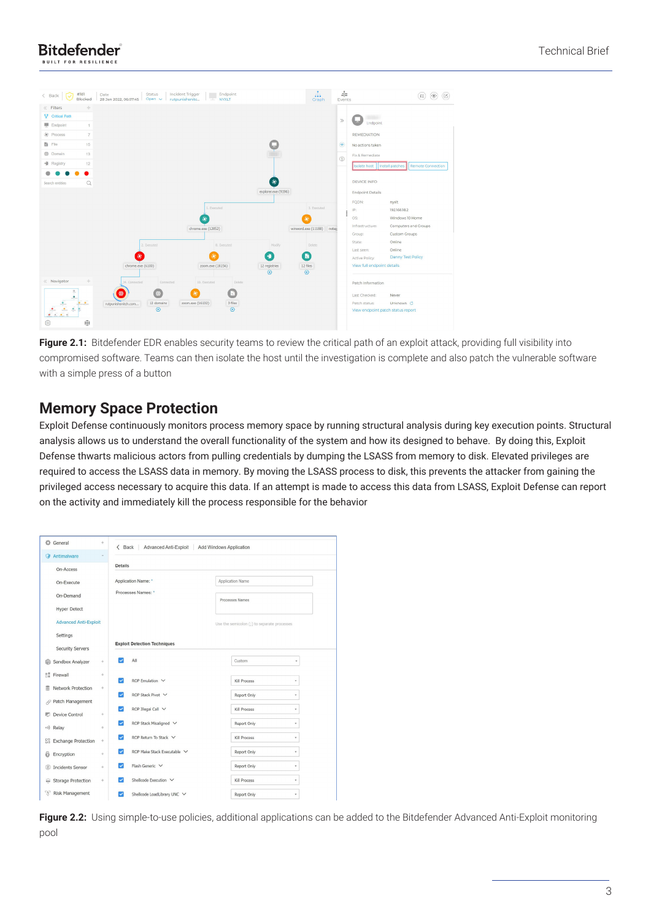**Figure 2.1:** Bitdefender EDR enables security teams to review the critical path of an exploit attack, providing full visibility into compromised software. Teams can then isolate the host until the investigation is complete and also patch the vulnerable software with a simple press of a button

## Memory Space Protection

Exploit Defense continuously monitors process memory space by running structural analysis during key execution points. Structural analysis allows us to understand the overall functionality of the system and how its designed to behave. By doing this, Exploit Defense thwarts malicious actors from pulling credentials by dumping the LSASS from memory to disk. Elevated privileges are required to access the LSASS data in memory. By moving the LSASS process to disk, this prevents the attacker from gaining the privileged access necessary to acquire this data. If an attempt is made to access this data from LSASS, Exploit Defense can report on the activity and immediately kill the process responsible for the behavior

**Figure 2.2:** Using simple-to-use policies, additional applications can be added to the Bitdefender Advanced Anti-Exploit monitoring pool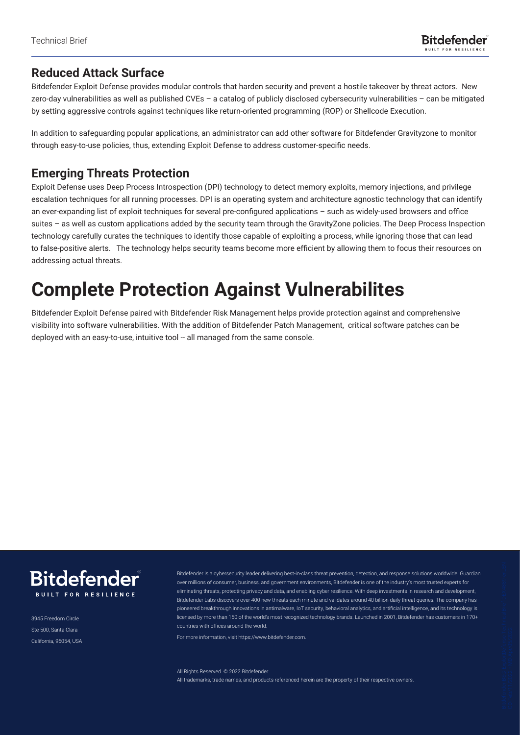## Reduced Attack Surface

Bitdefender Exploit Defense provides modular controls that harden security and prevent a hostile takeover by threat actors. New zero-day vulnerabilities as well as published CVEs – a catalog of publicly disclosed cybersecurity vulnerabilities – can be mitigated by setting aggressive controls against techniques like return-oriented programming (ROP) or Shellcode Execution.

In addition to safeguarding popular applications, an administrator can add other software for Bitdefender Gravityzone to monitor through easy-to-use policies, thus, extending Exploit Defense to address customer-specific needs.

## Emerging Threats Protection

Exploit Defense uses Deep Process Introspection (DPI) technology to detect memory exploits, memory injections, and privilege escalation techniques for all running processes. DPI is an operating system and architecture agnostic technology that can identify an ever-expanding list of exploit techniques for several pre-configured applications – such as widely-used browsers and office suites – as well as custom applications added by the security team through the GravityZone policies. The Deep Process Inspection technology carefully curates the techniques to identify those capable of exploiting a process, while ignoring those that can lead to false-positive alerts. The technology helps security teams become more efficient by allowing them to focus their resources on addressing actual threats.

# Complete Protection Against Vulnerabilites

Bitdefender Exploit Defense paired with Bitdefender Risk Management helps provide protection against and comprehensive visibility into software vulnerabilities. With the addition of Bitdefender Patch Management, critical software patches can be deployed with an easy-to-use, intuitive tool -- all managed from the same console.

**Bitdefender**
BUILT FOR RESILIENCE

3945 Freedom Circle
Ste 500, Santa Clara
California, 95054, USA

Bitdefender is a cybersecurity leader delivering best-in-class threat prevention, detection, and response solutions worldwide. Guardian over millions of consumer, business, and government environments, Bitdefender is one of the industry's most trusted experts for eliminating threats, protecting privacy and data, and enabling cyber resilience. With deep investments in research and development, Bitdefender Labs discovers over 400 new threats each minute and validates around 40 billion daily threat queries. The company has pioneered breakthrough innovations in antimalware, IoT security, behavioral analytics, and artificial intelligence, and its technology is licensed by more than 150 of the world's most recognized technology brands. Launched in 2001, Bitdefender has customers in 170+ countries with offices around the world.

For more information, visit https://www.bitdefender.com.

All Rights Reserved. © 2022 Bitdefender.
All trademarks, trade names, and products referenced herein are the property of their respective owners.